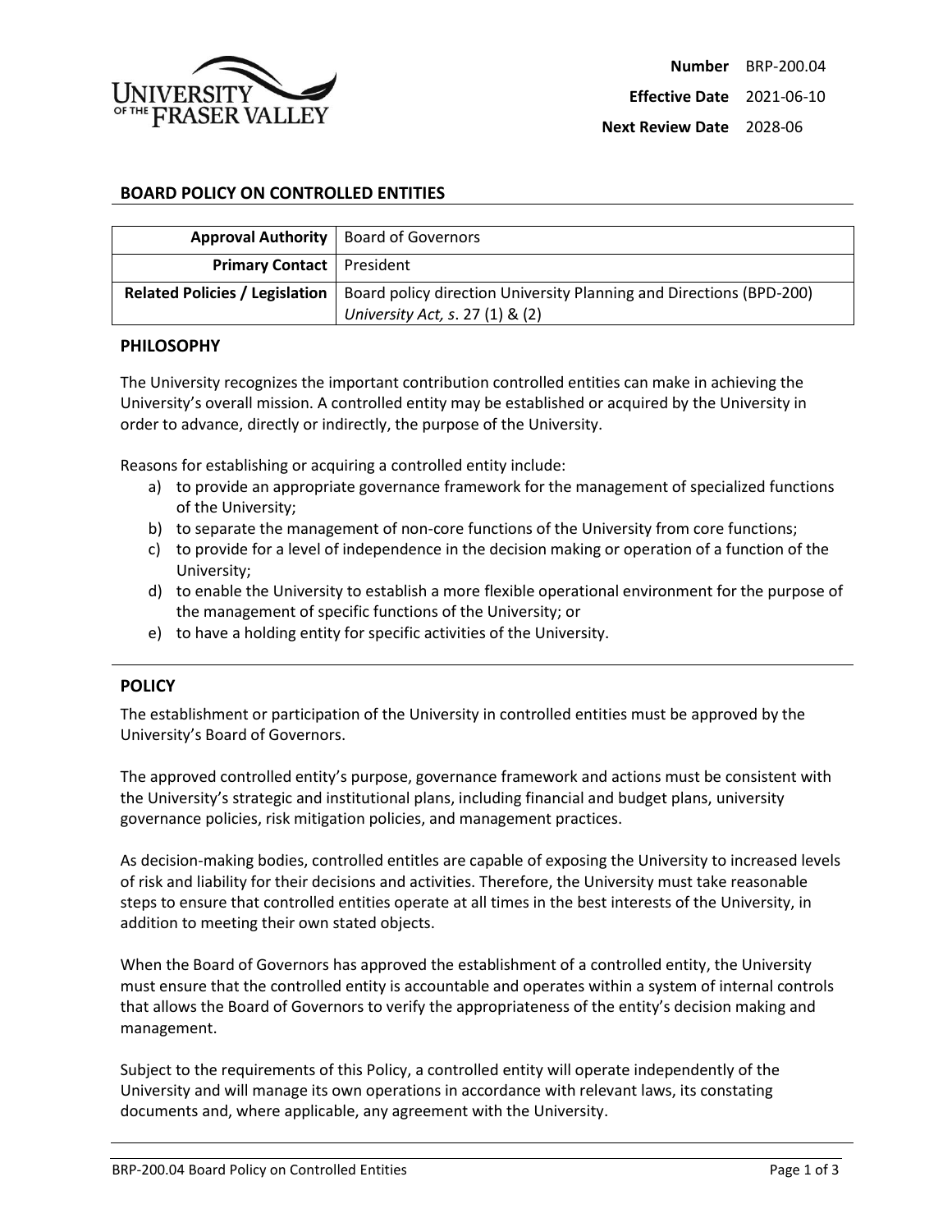| **Number** | BRP-200.04 |
|---|---|
| **Effective Date** | 2021-06-10 |
| **Next Review Date** | 2028-06 |

## BOARD POLICY ON CONTROLLED ENTITIES

| | |
|---|---|
| **Approval Authority** | Board of Governors |
| **Primary Contact** | President |
| **Related Policies / Legislation** | Board policy direction University Planning and Directions (BPD-200) *University Act, s*. 27 (1) & (2) |

### PHILOSOPHY

The University recognizes the important contribution controlled entities can make in achieving the University's overall mission. A controlled entity may be established or acquired by the University in order to advance, directly or indirectly, the purpose of the University.

Reasons for establishing or acquiring a controlled entity include:

a) to provide an appropriate governance framework for the management of specialized functions of the University;
b) to separate the management of non-core functions of the University from core functions;
c) to provide for a level of independence in the decision making or operation of a function of the University;
d) to enable the University to establish a more flexible operational environment for the purpose of the management of specific functions of the University; or
e) to have a holding entity for specific activities of the University.

### POLICY

The establishment or participation of the University in controlled entities must be approved by the University's Board of Governors.

The approved controlled entity's purpose, governance framework and actions must be consistent with the University's strategic and institutional plans, including financial and budget plans, university governance policies, risk mitigation policies, and management practices.

As decision-making bodies, controlled entitles are capable of exposing the University to increased levels of risk and liability for their decisions and activities. Therefore, the University must take reasonable steps to ensure that controlled entities operate at all times in the best interests of the University, in addition to meeting their own stated objects.

When the Board of Governors has approved the establishment of a controlled entity, the University must ensure that the controlled entity is accountable and operates within a system of internal controls that allows the Board of Governors to verify the appropriateness of the entity's decision making and management.

Subject to the requirements of this Policy, a controlled entity will operate independently of the University and will manage its own operations in accordance with relevant laws, its constating documents and, where applicable, any agreement with the University.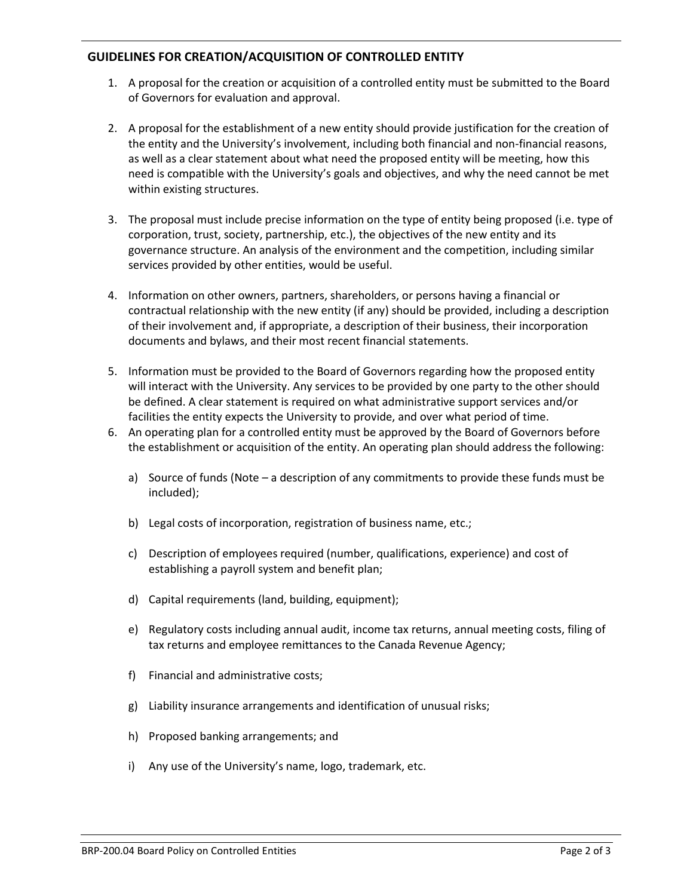## GUIDELINES FOR CREATION/ACQUISITION OF CONTROLLED ENTITY

1. A proposal for the creation or acquisition of a controlled entity must be submitted to the Board of Governors for evaluation and approval.

2. A proposal for the establishment of a new entity should provide justification for the creation of the entity and the University's involvement, including both financial and non-financial reasons, as well as a clear statement about what need the proposed entity will be meeting, how this need is compatible with the University's goals and objectives, and why the need cannot be met within existing structures.

3. The proposal must include precise information on the type of entity being proposed (i.e. type of corporation, trust, society, partnership, etc.), the objectives of the new entity and its governance structure. An analysis of the environment and the competition, including similar services provided by other entities, would be useful.

4. Information on other owners, partners, shareholders, or persons having a financial or contractual relationship with the new entity (if any) should be provided, including a description of their involvement and, if appropriate, a description of their business, their incorporation documents and bylaws, and their most recent financial statements.

5. Information must be provided to the Board of Governors regarding how the proposed entity will interact with the University. Any services to be provided by one party to the other should be defined. A clear statement is required on what administrative support services and/or facilities the entity expects the University to provide, and over what period of time.

6. An operating plan for a controlled entity must be approved by the Board of Governors before the establishment or acquisition of the entity. An operating plan should address the following:

   a) Source of funds (Note – a description of any commitments to provide these funds must be included);

   b) Legal costs of incorporation, registration of business name, etc.;

   c) Description of employees required (number, qualifications, experience) and cost of establishing a payroll system and benefit plan;

   d) Capital requirements (land, building, equipment);

   e) Regulatory costs including annual audit, income tax returns, annual meeting costs, filing of tax returns and employee remittances to the Canada Revenue Agency;

   f) Financial and administrative costs;

   g) Liability insurance arrangements and identification of unusual risks;

   h) Proposed banking arrangements; and

   i) Any use of the University's name, logo, trademark, etc.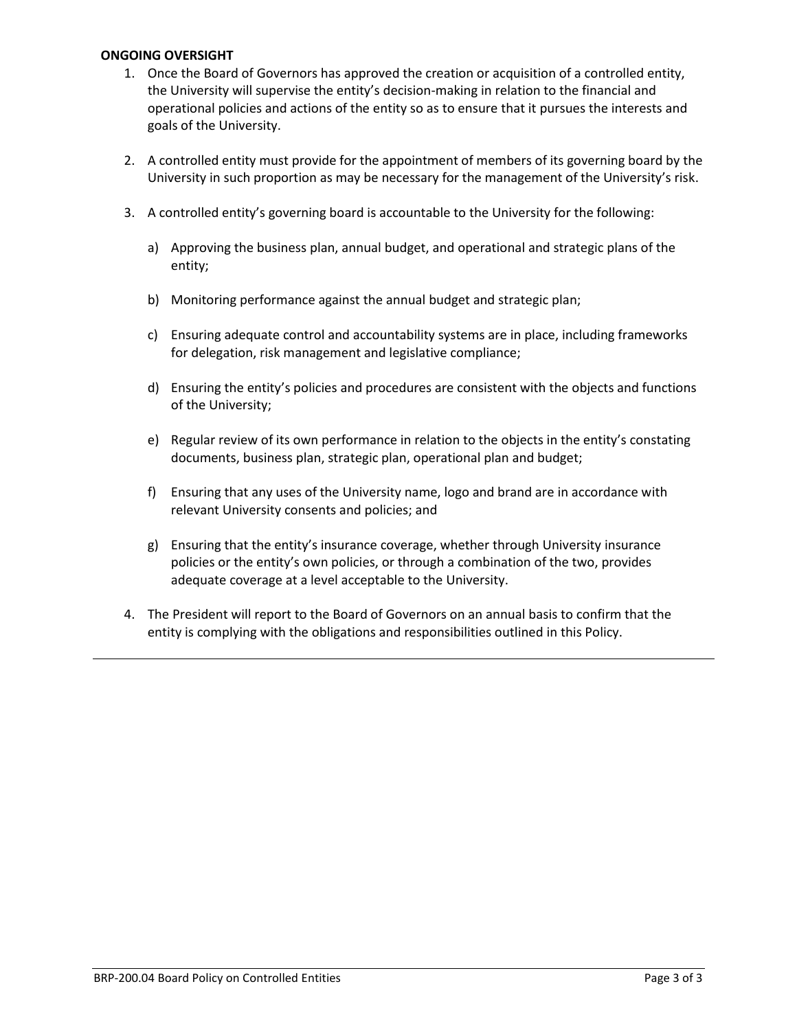**ONGOING OVERSIGHT**

1. Once the Board of Governors has approved the creation or acquisition of a controlled entity, the University will supervise the entity's decision-making in relation to the financial and operational policies and actions of the entity so as to ensure that it pursues the interests and goals of the University.

2. A controlled entity must provide for the appointment of members of its governing board by the University in such proportion as may be necessary for the management of the University's risk.

3. A controlled entity's governing board is accountable to the University for the following:

   a) Approving the business plan, annual budget, and operational and strategic plans of the entity;

   b) Monitoring performance against the annual budget and strategic plan;

   c) Ensuring adequate control and accountability systems are in place, including frameworks for delegation, risk management and legislative compliance;

   d) Ensuring the entity's policies and procedures are consistent with the objects and functions of the University;

   e) Regular review of its own performance in relation to the objects in the entity's constating documents, business plan, strategic plan, operational plan and budget;

   f) Ensuring that any uses of the University name, logo and brand are in accordance with relevant University consents and policies; and

   g) Ensuring that the entity's insurance coverage, whether through University insurance policies or the entity's own policies, or through a combination of the two, provides adequate coverage at a level acceptable to the University.

4. The President will report to the Board of Governors on an annual basis to confirm that the entity is complying with the obligations and responsibilities outlined in this Policy.